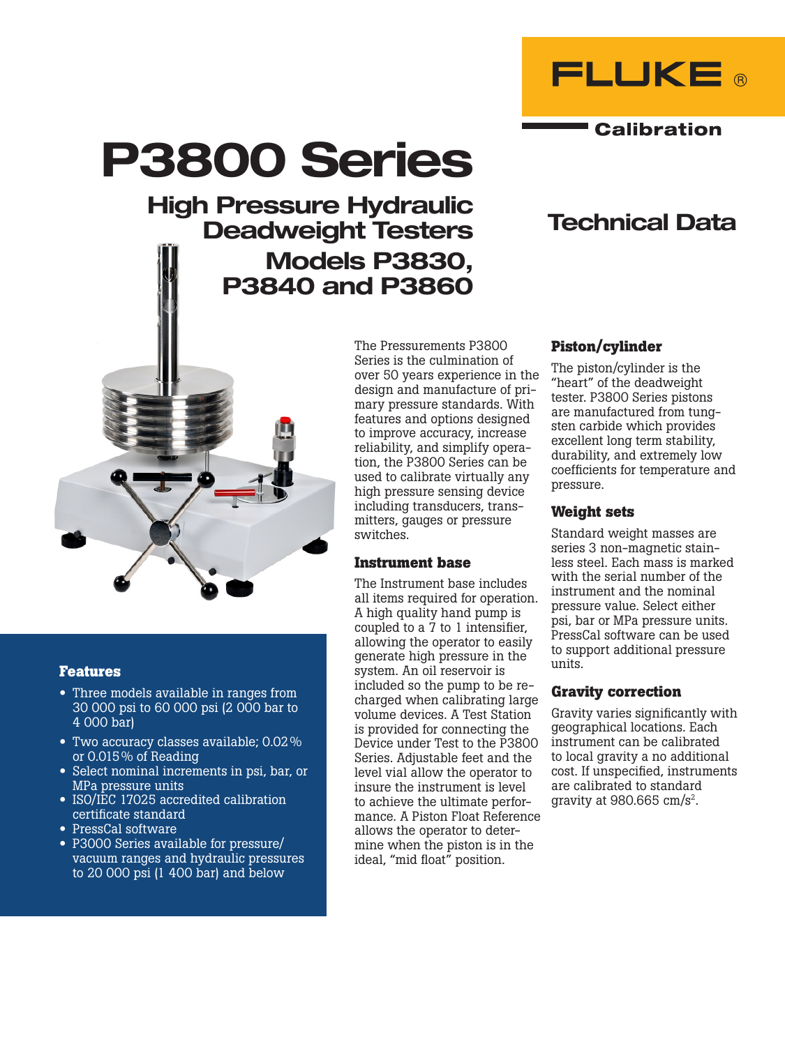FLUKE®

Calibration

# P3800 Series

## High Pressure Hydraulic Deadweight Testers

## Models P3830, P3840 and P3860

## Technical Data

The Pressurements P3800 Series is the culmination of over 50 years experience in the design and manufacture of primary pressure standards. With features and options designed to improve accuracy, increase reliability, and simplify operation, the P3800 Series can be used to calibrate virtually any high pressure sensing device including transducers, transmitters, gauges or pressure switches.

### Features

- Three models available in ranges from 30 000 psi to 60 000 psi (2 000 bar to 4 000 bar)
- Two accuracy classes available; 0.02 % or 0.015 % of Reading
- Select nominal increments in psi, bar, or MPa pressure units
- ISO/IEC 17025 accredited calibration certificate standard
- PressCal software
- P3000 Series available for pressure/ vacuum ranges and hydraulic pressures to 20 000 psi (1 400 bar) and below

### Instrument base

The Instrument base includes all items required for operation. A high quality hand pump is coupled to a 7 to 1 intensifier, allowing the operator to easily generate high pressure in the system. An oil reservoir is included so the pump to be recharged when calibrating large volume devices. A Test Station is provided for connecting the Device under Test to the P3800 Series. Adjustable feet and the level vial allow the operator to insure the instrument is level to achieve the ultimate performance. A Piston Float Reference allows the operator to determine when the piston is in the ideal, "mid float" position.

### Piston/cylinder

The piston/cylinder is the "heart" of the deadweight tester. P3800 Series pistons are manufactured from tungsten carbide which provides excellent long term stability, durability, and extremely low coefficients for temperature and pressure.

### Weight sets

Standard weight masses are series 3 non-magnetic stainless steel. Each mass is marked with the serial number of the instrument and the nominal pressure value. Select either psi, bar or MPa pressure units. PressCal software can be used to support additional pressure units.

### Gravity correction

Gravity varies significantly with geographical locations. Each instrument can be calibrated to local gravity a no additional cost. If unspecified, instruments are calibrated to standard gravity at 980.665 cm/s$^2$.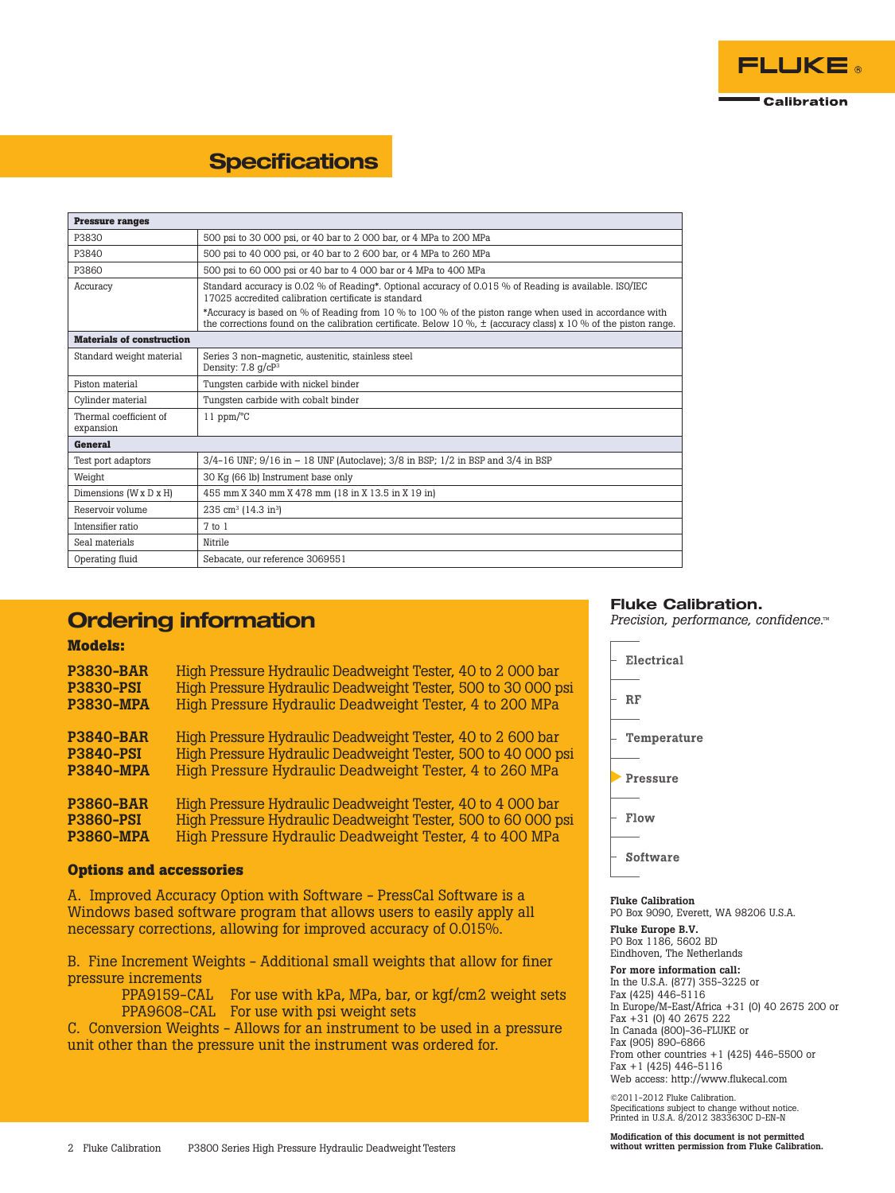## Specifications

| | |
|---|---|
| **Pressure ranges** | |
| P3830 | 500 psi to 30 000 psi, or 40 bar to 2 000 bar, or 4 MPa to 200 MPa |
| P3840 | 500 psi to 40 000 psi, or 40 bar to 2 600 bar, or 4 MPa to 260 MPa |
| P3860 | 500 psi to 60 000 psi or 40 bar to 4 000 bar or 4 MPa to 400 MPa |
| Accuracy | Standard accuracy is 0.02 % of Reading*. Optional accuracy of 0.015 % of Reading is available. ISO/IEC 17025 accredited calibration certificate is standard<br>*Accuracy is based on % of Reading from 10 % to 100 % of the piston range when used in accordance with the corrections found on the calibration certificate. Below 10 %, ± (accuracy class) x 10 % of the piston range. |
| **Materials of construction** | |
| Standard weight material | Series 3 non-magnetic, austenitic, stainless steel<br>Density: 7.8 g/cP[3] |
| Piston material | Tungsten carbide with nickel binder |
| Cylinder material | Tungsten carbide with cobalt binder |
| Thermal coefficient of expansion | 11 ppm/°C |
| **General** | |
| Test port adaptors | 3/4-16 UNF; 9/16 in – 18 UNF (Autoclave); 3/8 in BSP; 1/2 in BSP and 3/4 in BSP |
| Weight | 30 Kg (66 lb) Instrument base only |
| Dimensions (W x D x H) | 455 mm X 340 mm X 478 mm (18 in X 13.5 in X 19 in) |
| Reservoir volume | 235 cm³ (14.3 in³) |
| Intensifier ratio | 7 to 1 |
| Seal materials | Nitrile |
| Operating fluid | Sebacate, our reference 3069551 |

## Ordering information

### Models:

**P3830-BAR** High Pressure Hydraulic Deadweight Tester, 40 to 2 000 bar
**P3830-PSI** High Pressure Hydraulic Deadweight Tester, 500 to 30 000 psi
**P3830-MPA** High Pressure Hydraulic Deadweight Tester, 4 to 200 MPa

**P3840-BAR** High Pressure Hydraulic Deadweight Tester, 40 to 2 600 bar
**P3840-PSI** High Pressure Hydraulic Deadweight Tester, 500 to 40 000 psi
**P3840-MPA** High Pressure Hydraulic Deadweight Tester, 4 to 260 MPa

**P3860-BAR** High Pressure Hydraulic Deadweight Tester, 40 to 4 000 bar
**P3860-PSI** High Pressure Hydraulic Deadweight Tester, 500 to 60 000 psi
**P3860-MPA** High Pressure Hydraulic Deadweight Tester, 4 to 400 MPa

### Options and accessories

A. Improved Accuracy Option with Software - PressCal Software is a Windows based software program that allows users to easily apply all necessary corrections, allowing for improved accuracy of 0.015%.

B. Fine Increment Weights - Additional small weights that allow for finer pressure increments
PPA9159-CAL For use with kPa, MPa, bar, or kgf/cm2 weight sets
PPA9608-CAL For use with psi weight sets

C. Conversion Weights - Allows for an instrument to be used in a pressure unit other than the pressure unit the instrument was ordered for.

**Fluke Calibration.**
*Precision, performance, confidence.*™

- Electrical
- RF
- Temperature
- Pressure
- Flow
- Software

**Fluke Calibration**
PO Box 9090, Everett, WA 98206 U.S.A.

**Fluke Europe B.V.**
PO Box 1186, 5602 BD
Eindhoven, The Netherlands

**For more information call:**
In the U.S.A. (877) 355-3225 or
Fax (425) 446-5116
In Europe/M-East/Africa +31 (0) 40 2675 200 or
Fax +31 (0) 40 2675 222
In Canada (800)-36-FLUKE or
Fax (905) 890-6866
From other countries +1 (425) 446-5500 or
Fax +1 (425) 446-5116
Web access: http://www.flukecal.com

©2011-2012 Fluke Calibration.
Specifications subject to change without notice.
Printed in U.S.A. 8/2012 3833630C D-EN-N

**Modification of this document is not permitted without written permission from Fluke Calibration.**